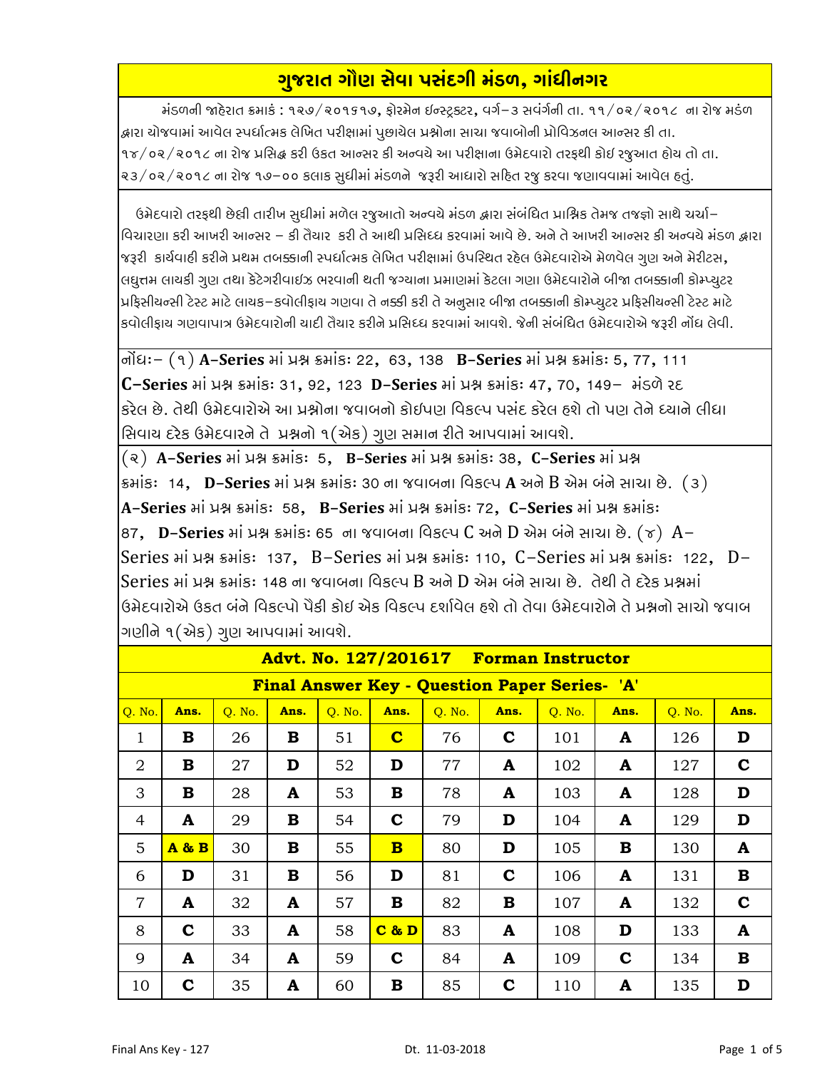# ગુજરાત ગૌણ સેવા પસંદગી મંડળ, ગાંધીનગર

મંડળની જાહેરાત ક્રમાંક : ૧૨૭/૨૦૧૬૧૭, ફોરમેન ઈન્સ્ટ્રક્ટર, વર્ગ-૩ સવંર્ગની તા. ૧૧/૦૨/૨૦૧૮ ના રોજ મંડળ દ્વારા યોજવામાં આવેલ સ્પર્ધાત્મક લેખિત પરીક્ષામાં પુછાયેલ પ્રશ્નોના સાચા જવાબોની પ્રોવિઝનલ આન્સર કી તા. ૧૪/૦૨/૨૦૧૮ ના રોજ પ્રસિદ્ધ કરી ઉકત આન્સર કી અન્વયે આ પરીક્ષાના ઉમેદવારો તરફથી કોઇ રજુઆત હોય તો તા. ૨૩/૦૨/૨૦૧૮ ના રોજ ૧૭-૦૦ કલાક સુધીમાં મંડળને જરૂરી આધારો સહિત રજુ કરવા જણાવવામાં આવેલ હતું.

ઉમેદવારો તરફથી છેલ્લી તારીખ સુધીમાં મળેલ રજુઆતો અન્વયે મંડળ દ્વારા સંબંધિત પ્રાશ્નિક તેમજ તજજ્ઞો સાથે ચર્ચા-વિચારણા કરી આખરી આન્સર - કી તૈયાર કરી તે આથી પ્રસિધ્ધ કરવામાં આવે છે. અને તે આખરી આન્સર કી અન્વયે મંડળ દ્વારા જરૂરી કાર્યવાહી કરીને પ્રથમ તબક્કાની સ્પર્ધાત્મક લેખિત પરીક્ષામાં ઉપસ્થિત રહેલ ઉમેદવારોએ મેળવેલ ગુણ અને મેરીટસ, લઘુત્તમ લાયકી ગુણ તથા કેટેગરીવાઇઝ ભરવાની થતી જગ્યાના પ્રમાણમાં કેટલા ગણા ઉમેદવારોને બીજા તબક્કાની કોમ્પ્યુટર પ્રફિસીયન્સી ટેસ્ટ માટે લાયક-કવોલીફાય ગણવા તે નક્કી કરી તે અનુસાર બીજા તબક્કાની કોમ્પ્યુટર પ્રફિસીયન્સી ટેસ્ટ માટે કવોલીફાય ગણવાપાત્ર ઉમેદવારોની યાદી તૈયાર કરીને પ્રસિધ્ધ કરવામાં આવશે. જેની સંબંધિત ઉમેદવારોએ જરૂરી નોંધ લેવી.

નોંધઃ- (૧) **A-Series** માં પ્રશ્ન ક્રમાંકઃ 22, 63, 138 **B-Series** માં પ્રશ્ન ક્રમાંકઃ 5, 77, 111 **C-Series** માં પ્રશ્ન ક્રમાંકઃ 31, 92, 123 **D-Series** માં પ્રશ્ન ક્રમાંકઃ 47, 70, 149- મંડળે રદ કરેલ છે. તેથી ઉમેદવારોએ આ પ્રશ્નોના જવાબનો કોઇપણ વિકલ્પ પસંદ કરેલ હશે તો પણ તેને ધ્યાને લીધા સિવાય દરેક ઉમેદવારને તે પ્રશ્નનો ૧(એક) ગુણ સમાન રીતે આપવામાં આવશે.

(૨) **A-Series** માં પ્રશ્ન ક્રમાંકઃ 5, **B-Series** માં પ્રશ્ન ક્રમાંકઃ 38, **C-Series** માં પ્રશ્ન ક્રમાંકઃ 14, **D-Series** માં પ્રશ્ન ક્રમાંકઃ 30 ના જવાબના વિકલ્પ **A** અને B એમ બંને સાચા છે. (૩) **A-Series** માં પ્રશ્ન ક્રમાંકઃ 58, **B-Series** માં પ્રશ્ન ક્રમાંકઃ 72, **C-Series** માં પ્રશ્ન ક્રમાંકઃ 87, **D-Series** માં પ્રશ્ન ક્રમાંકઃ 65 ના જવાબના વિકલ્પ C અને D એમ બંને સાચા છે. (૪) A-Series માં પ્રશ્ન ક્રમાંકઃ 137, B-Series માં પ્રશ્ન ક્રમાંકઃ 110, C-Series માં પ્રશ્ન ક્રમાંકઃ 122, D-Series માં પ્રશ્ન ક્રમાંકઃ 148 ના જવાબના વિકલ્પ B અને D એમ બંને સાચા છે. તેથી તે દરેક પ્રશ્નમાં ઉમેદવારોએ ઉકત બંને વિકલ્પો પૈકી કોઇ એક વિકલ્પ દર્શાવેલ હશે તો તેવા ઉમેદવારોને તે પ્રશ્નનો સાચો જવાબ ગણીને ૧(એક) ગુણ આપવામાં આવશે.

## Advt. No. 127/201617 Forman Instructor

### Final Answer Key - Question Paper Series- 'A'

| Q. No. | Ans. | Q. No. | Ans. | Q. No. | Ans. | Q. No. | Ans. | Q. No. | Ans. | Q. No. | Ans. |
|---|---|---|---|---|---|---|---|---|---|---|---|
| 1 | **B** | 26 | **B** | 51 | **C** | 76 | **C** | 101 | **A** | 126 | **D** |
| 2 | **B** | 27 | **D** | 52 | **D** | 77 | **A** | 102 | **A** | 127 | **C** |
| 3 | **B** | 28 | **A** | 53 | **B** | 78 | **A** | 103 | **A** | 128 | **D** |
| 4 | **A** | 29 | **B** | 54 | **C** | 79 | **D** | 104 | **A** | 129 | **D** |
| 5 | **A & B** | 30 | **B** | 55 | **B** | 80 | **D** | 105 | **B** | 130 | **A** |
| 6 | **D** | 31 | **B** | 56 | **D** | 81 | **C** | 106 | **A** | 131 | **B** |
| 7 | **A** | 32 | **A** | 57 | **B** | 82 | **B** | 107 | **A** | 132 | **C** |
| 8 | **C** | 33 | **A** | 58 | **C & D** | 83 | **A** | 108 | **D** | 133 | **A** |
| 9 | **A** | 34 | **A** | 59 | **C** | 84 | **A** | 109 | **C** | 134 | **B** |
| 10 | **C** | 35 | **A** | 60 | **B** | 85 | **C** | 110 | **A** | 135 | **D** |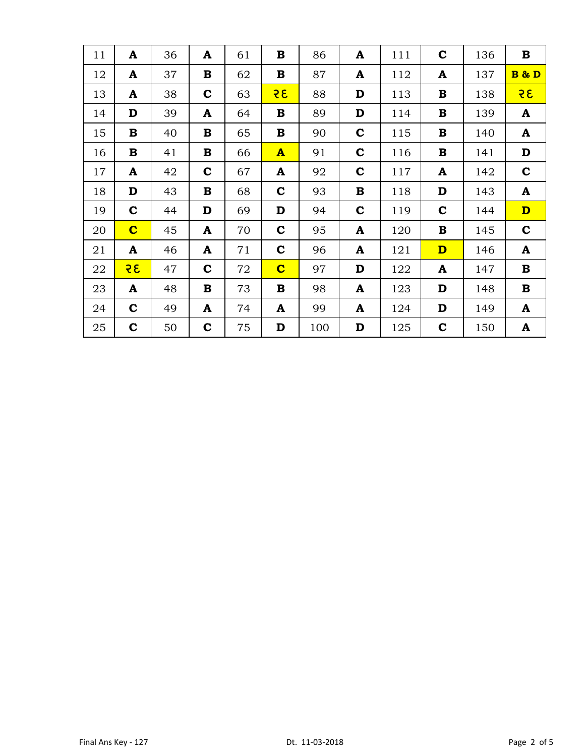| 11 | A | 36 | A | 61 | B | 86 | A | 111 | C | 136 | B |
|---|---|---|---|---|---|---|---|---|---|---|---|
| 12 | A | 37 | B | 62 | B | 87 | A | 112 | A | 137 | B & D |
| 13 | A | 38 | C | 63 | રદ | 88 | D | 113 | B | 138 | રદ |
| 14 | D | 39 | A | 64 | B | 89 | D | 114 | B | 139 | A |
| 15 | B | 40 | B | 65 | B | 90 | C | 115 | B | 140 | A |
| 16 | B | 41 | B | 66 | A | 91 | C | 116 | B | 141 | D |
| 17 | A | 42 | C | 67 | A | 92 | C | 117 | A | 142 | C |
| 18 | D | 43 | B | 68 | C | 93 | B | 118 | D | 143 | A |
| 19 | C | 44 | D | 69 | D | 94 | C | 119 | C | 144 | D |
| 20 | C | 45 | A | 70 | C | 95 | A | 120 | B | 145 | C |
| 21 | A | 46 | A | 71 | C | 96 | A | 121 | D | 146 | A |
| 22 | રદ | 47 | C | 72 | C | 97 | D | 122 | A | 147 | B |
| 23 | A | 48 | B | 73 | B | 98 | A | 123 | D | 148 | B |
| 24 | C | 49 | A | 74 | A | 99 | A | 124 | D | 149 | A |
| 25 | C | 50 | C | 75 | D | 100 | D | 125 | C | 150 | A |

Final Ans Key - 127 Dt. 11-03-2018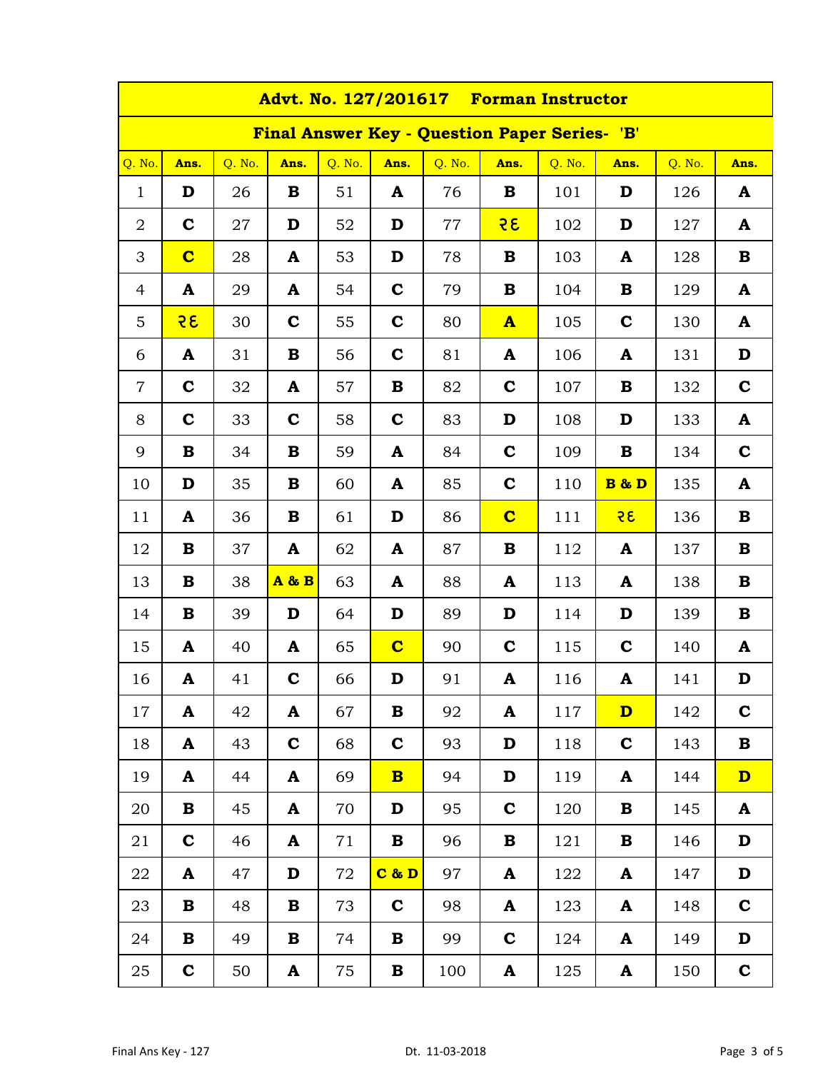## Advt. No. 127/201617 Forman Instructor

### Final Answer Key - Question Paper Series- 'B'

| Q. No. | Ans. | Q. No. | Ans. | Q. No. | Ans. | Q. No. | Ans. | Q. No. | Ans. | Q. No. | Ans. |
|---|---|---|---|---|---|---|---|---|---|---|---|
| 1 | **D** | 26 | **B** | 51 | **A** | 76 | **B** | 101 | **D** | 126 | **A** |
| 2 | **C** | 27 | **D** | 52 | **D** | 77 | **રદ** | 102 | **D** | 127 | **A** |
| 3 | **C** | 28 | **A** | 53 | **D** | 78 | **B** | 103 | **A** | 128 | **B** |
| 4 | **A** | 29 | **A** | 54 | **C** | 79 | **B** | 104 | **B** | 129 | **A** |
| 5 | **રદ** | 30 | **C** | 55 | **C** | 80 | **A** | 105 | **C** | 130 | **A** |
| 6 | **A** | 31 | **B** | 56 | **C** | 81 | **A** | 106 | **A** | 131 | **D** |
| 7 | **C** | 32 | **A** | 57 | **B** | 82 | **C** | 107 | **B** | 132 | **C** |
| 8 | **C** | 33 | **C** | 58 | **C** | 83 | **D** | 108 | **D** | 133 | **A** |
| 9 | **B** | 34 | **B** | 59 | **A** | 84 | **C** | 109 | **B** | 134 | **C** |
| 10 | **D** | 35 | **B** | 60 | **A** | 85 | **C** | 110 | **B & D** | 135 | **A** |
| 11 | **A** | 36 | **B** | 61 | **D** | 86 | **C** | 111 | **રદ** | 136 | **B** |
| 12 | **B** | 37 | **A** | 62 | **A** | 87 | **B** | 112 | **A** | 137 | **B** |
| 13 | **B** | 38 | **A & B** | 63 | **A** | 88 | **A** | 113 | **A** | 138 | **B** |
| 14 | **B** | 39 | **D** | 64 | **D** | 89 | **D** | 114 | **D** | 139 | **B** |
| 15 | **A** | 40 | **A** | 65 | **C** | 90 | **C** | 115 | **C** | 140 | **A** |
| 16 | **A** | 41 | **C** | 66 | **D** | 91 | **A** | 116 | **A** | 141 | **D** |
| 17 | **A** | 42 | **A** | 67 | **B** | 92 | **A** | 117 | **D** | 142 | **C** |
| 18 | **A** | 43 | **C** | 68 | **C** | 93 | **D** | 118 | **C** | 143 | **B** |
| 19 | **A** | 44 | **A** | 69 | **B** | 94 | **D** | 119 | **A** | 144 | **D** |
| 20 | **B** | 45 | **A** | 70 | **D** | 95 | **C** | 120 | **B** | 145 | **A** |
| 21 | **C** | 46 | **A** | 71 | **B** | 96 | **B** | 121 | **B** | 146 | **D** |
| 22 | **A** | 47 | **D** | 72 | **C & D** | 97 | **A** | 122 | **A** | 147 | **D** |
| 23 | **B** | 48 | **B** | 73 | **C** | 98 | **A** | 123 | **A** | 148 | **C** |
| 24 | **B** | 49 | **B** | 74 | **B** | 99 | **C** | 124 | **A** | 149 | **D** |
| 25 | **C** | 50 | **A** | 75 | **B** | 100 | **A** | 125 | **A** | 150 | **C** |

Final Ans Key - 127 Dt. 11-03-2018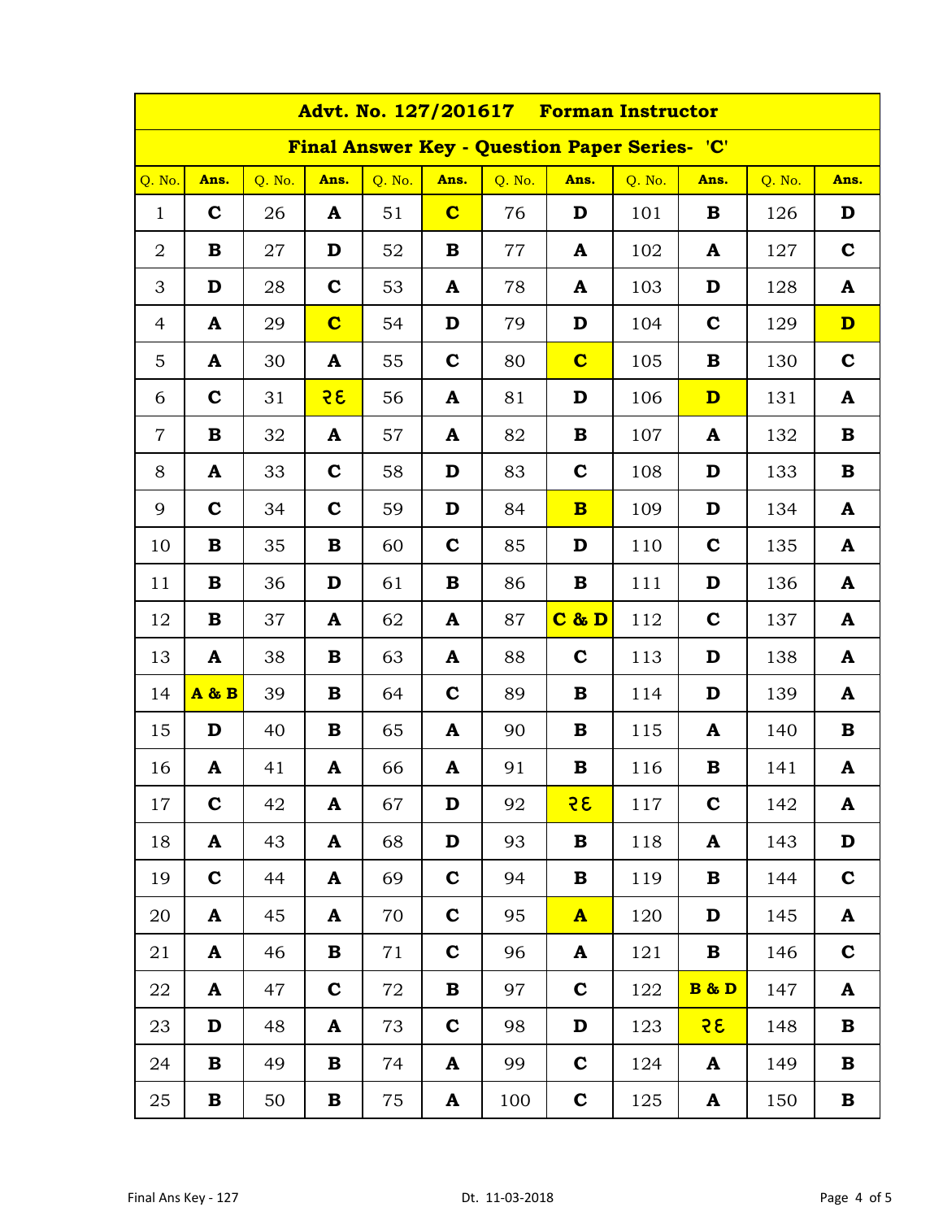| Advt. No. 127/201617 Forman Instructor | | | | | | | | | | | |
|---|---|---|---|---|---|---|---|---|---|---|---|
| Final Answer Key - Question Paper Series- 'C' | | | | | | | | | | | |
| Q. No. | Ans. | Q. No. | Ans. | Q. No. | Ans. | Q. No. | Ans. | Q. No. | Ans. | Q. No. | Ans. |
| 1 | C | 26 | A | 51 | C | 76 | D | 101 | B | 126 | D |
| 2 | B | 27 | D | 52 | B | 77 | A | 102 | A | 127 | C |
| 3 | D | 28 | C | 53 | A | 78 | A | 103 | D | 128 | A |
| 4 | A | 29 | C | 54 | D | 79 | D | 104 | C | 129 | D |
| 5 | A | 30 | A | 55 | C | 80 | C | 105 | B | 130 | C |
| 6 | C | 31 | રદ | 56 | A | 81 | D | 106 | D | 131 | A |
| 7 | B | 32 | A | 57 | A | 82 | B | 107 | A | 132 | B |
| 8 | A | 33 | C | 58 | D | 83 | C | 108 | D | 133 | B |
| 9 | C | 34 | C | 59 | D | 84 | B | 109 | D | 134 | A |
| 10 | B | 35 | B | 60 | C | 85 | D | 110 | C | 135 | A |
| 11 | B | 36 | D | 61 | B | 86 | B | 111 | D | 136 | A |
| 12 | B | 37 | A | 62 | A | 87 | C & D | 112 | C | 137 | A |
| 13 | A | 38 | B | 63 | A | 88 | C | 113 | D | 138 | A |
| 14 | A & B | 39 | B | 64 | C | 89 | B | 114 | D | 139 | A |
| 15 | D | 40 | B | 65 | A | 90 | B | 115 | A | 140 | B |
| 16 | A | 41 | A | 66 | A | 91 | B | 116 | B | 141 | A |
| 17 | C | 42 | A | 67 | D | 92 | રદ | 117 | C | 142 | A |
| 18 | A | 43 | A | 68 | D | 93 | B | 118 | A | 143 | D |
| 19 | C | 44 | A | 69 | C | 94 | B | 119 | B | 144 | C |
| 20 | A | 45 | A | 70 | C | 95 | A | 120 | D | 145 | A |
| 21 | A | 46 | B | 71 | C | 96 | A | 121 | B | 146 | C |
| 22 | A | 47 | C | 72 | B | 97 | C | 122 | B & D | 147 | A |
| 23 | D | 48 | A | 73 | C | 98 | D | 123 | રદ | 148 | B |
| 24 | B | 49 | B | 74 | A | 99 | C | 124 | A | 149 | B |
| 25 | B | 50 | B | 75 | A | 100 | C | 125 | A | 150 | B |

Final Ans Key - 127 Dt. 11-03-2018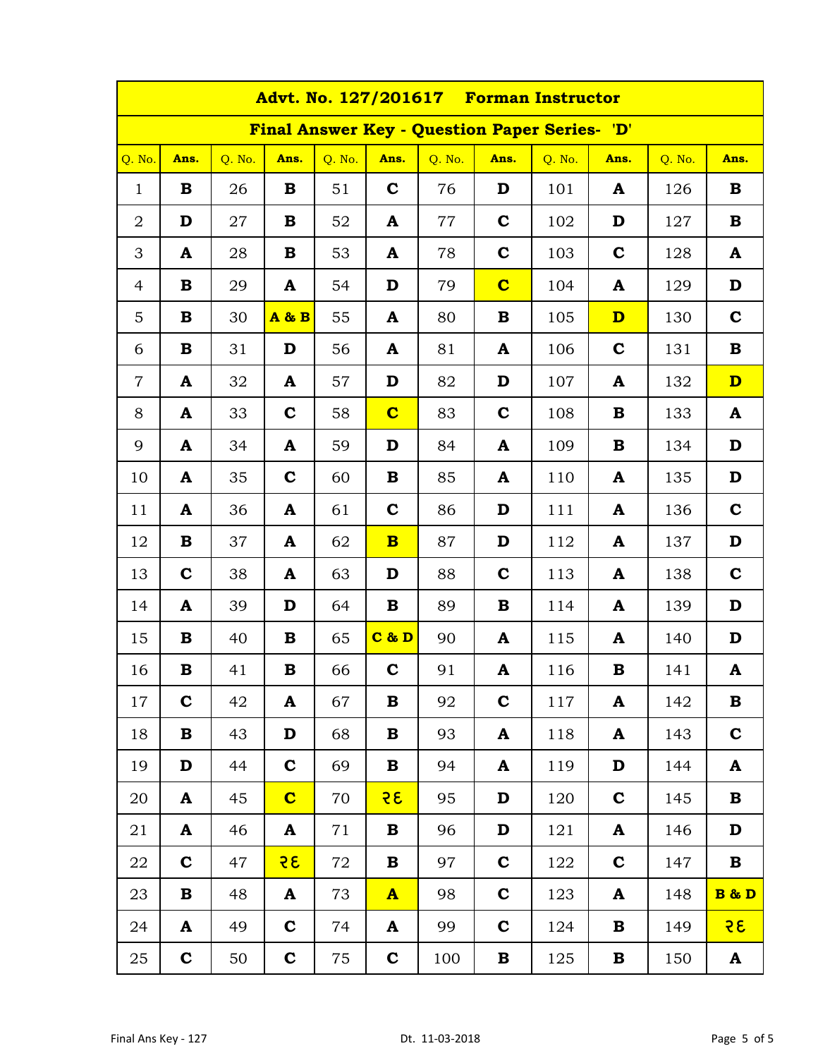| Advt. No. 127/201617 Forman Instructor | | | | | | | | | | | |
|---|---|---|---|---|---|---|---|---|---|---|---|
| **Final Answer Key - Question Paper Series- 'D'** | | | | | | | | | | | |
| Q. No. | Ans. | Q. No. | Ans. | Q. No. | Ans. | Q. No. | Ans. | Q. No. | Ans. | Q. No. | Ans. |
| 1 | **B** | 26 | **B** | 51 | **C** | 76 | **D** | 101 | **A** | 126 | **B** |
| 2 | **D** | 27 | **B** | 52 | **A** | 77 | **C** | 102 | **D** | 127 | **B** |
| 3 | **A** | 28 | **B** | 53 | **A** | 78 | **C** | 103 | **C** | 128 | **A** |
| 4 | **B** | 29 | **A** | 54 | **D** | 79 | **C** | 104 | **A** | 129 | **D** |
| 5 | **B** | 30 | **A & B** | 55 | **A** | 80 | **B** | 105 | **D** | 130 | **C** |
| 6 | **B** | 31 | **D** | 56 | **A** | 81 | **A** | 106 | **C** | 131 | **B** |
| 7 | **A** | 32 | **A** | 57 | **D** | 82 | **D** | 107 | **A** | 132 | **D** |
| 8 | **A** | 33 | **C** | 58 | **C** | 83 | **C** | 108 | **B** | 133 | **A** |
| 9 | **A** | 34 | **A** | 59 | **D** | 84 | **A** | 109 | **B** | 134 | **D** |
| 10 | **A** | 35 | **C** | 60 | **B** | 85 | **A** | 110 | **A** | 135 | **D** |
| 11 | **A** | 36 | **A** | 61 | **C** | 86 | **D** | 111 | **A** | 136 | **C** |
| 12 | **B** | 37 | **A** | 62 | **B** | 87 | **D** | 112 | **A** | 137 | **D** |
| 13 | **C** | 38 | **A** | 63 | **D** | 88 | **C** | 113 | **A** | 138 | **C** |
| 14 | **A** | 39 | **D** | 64 | **B** | 89 | **B** | 114 | **A** | 139 | **D** |
| 15 | **B** | 40 | **B** | 65 | **C & D** | 90 | **A** | 115 | **A** | 140 | **D** |
| 16 | **B** | 41 | **B** | 66 | **C** | 91 | **A** | 116 | **B** | 141 | **A** |
| 17 | **C** | 42 | **A** | 67 | **B** | 92 | **C** | 117 | **A** | 142 | **B** |
| 18 | **B** | 43 | **D** | 68 | **B** | 93 | **A** | 118 | **A** | 143 | **C** |
| 19 | **D** | 44 | **C** | 69 | **B** | 94 | **A** | 119 | **D** | 144 | **A** |
| 20 | **A** | 45 | **C** | 70 | **રદ** | 95 | **D** | 120 | **C** | 145 | **B** |
| 21 | **A** | 46 | **A** | 71 | **B** | 96 | **D** | 121 | **A** | 146 | **D** |
| 22 | **C** | 47 | **રદ** | 72 | **B** | 97 | **C** | 122 | **C** | 147 | **B** |
| 23 | **B** | 48 | **A** | 73 | **A** | 98 | **C** | 123 | **A** | 148 | **B & D** |
| 24 | **A** | 49 | **C** | 74 | **A** | 99 | **C** | 124 | **B** | 149 | **રદ** |
| 25 | **C** | 50 | **C** | 75 | **C** | 100 | **B** | 125 | **B** | 150 | **A** |

Final Ans Key - 127 Dt. 11-03-2018